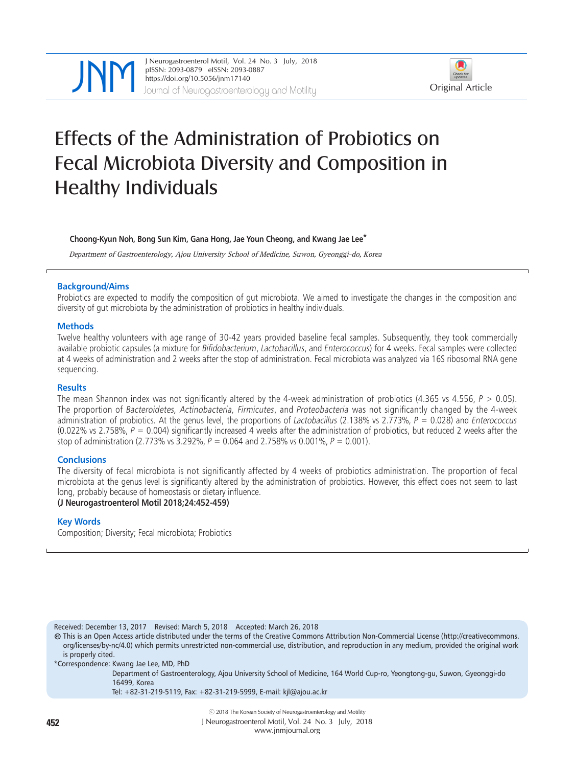Original Article

# Effects of the Administration of Probiotics on Fecal Microbiota Diversity and Composition in Healthy Individuals

**Choong-Kyun Noh, Bong Sun Kim, Gana Hong, Jae Youn Cheong, and Kwang Jae Lee***

*Department of Gastroenterology, Ajou University School of Medicine, Suwon, Gyeonggi-do, Korea*

## Background/Aims

Probiotics are expected to modify the composition of gut microbiota. We aimed to investigate the changes in the composition and diversity of gut microbiota by the administration of probiotics in healthy individuals.

## Methods

Twelve healthy volunteers with age range of 30-42 years provided baseline fecal samples. Subsequently, they took commercially available probiotic capsules (a mixture for *Bifidobacterium*, *Lactobacillus*, and *Enterococcus*) for 4 weeks. Fecal samples were collected at 4 weeks of administration and 2 weeks after the stop of administration. Fecal microbiota was analyzed via 16S ribosomal RNA gene sequencing.

## Results

The mean Shannon index was not significantly altered by the 4-week administration of probiotics (4.365 vs 4.556, $P > 0.05$). The proportion of *Bacteroidetes, Actinobacteria, Firmicutes*, and *Proteobacteria* was not significantly changed by the 4-week administration of probiotics. At the genus level, the proportions of *Lactobacillus* (2.138% vs 2.773%, $P = 0.028$) and *Enterococcus* (0.022% vs 2.758%, $P = 0.004$) significantly increased 4 weeks after the administration of probiotics, but reduced 2 weeks after the stop of administration (2.773% vs 3.292%, $P = 0.064$ and 2.758% vs 0.001%, $P = 0.001$).

## Conclusions

The diversity of fecal microbiota is not significantly affected by 4 weeks of probiotics administration. The proportion of fecal microbiota at the genus level is significantly altered by the administration of probiotics. However, this effect does not seem to last long, probably because of homeostasis or dietary influence.

**(J Neurogastroenterol Motil 2018;24:452-459)**

## Key Words

Composition; Diversity; Fecal microbiota; Probiotics

---

Received: December 13, 2017 Revised: March 5, 2018 Accepted: March 26, 2018

This is an Open Access article distributed under the terms of the Creative Commons Attribution Non-Commercial License (http://creativecommons.org/licenses/by-nc/4.0) which permits unrestricted non-commercial use, distribution, and reproduction in any medium, provided the original work is properly cited.

*Correspondence: Kwang Jae Lee, MD, PhD
Department of Gastroenterology, Ajou University School of Medicine, 164 World Cup-ro, Yeongtong-gu, Suwon, Gyeonggi-do 16499, Korea
Tel: +82-31-219-5119, Fax: +82-31-219-5999, E-mail: kjl@ajou.ac.kr

ⓒ 2018 The Korean Society of Neurogastroenterology and Motility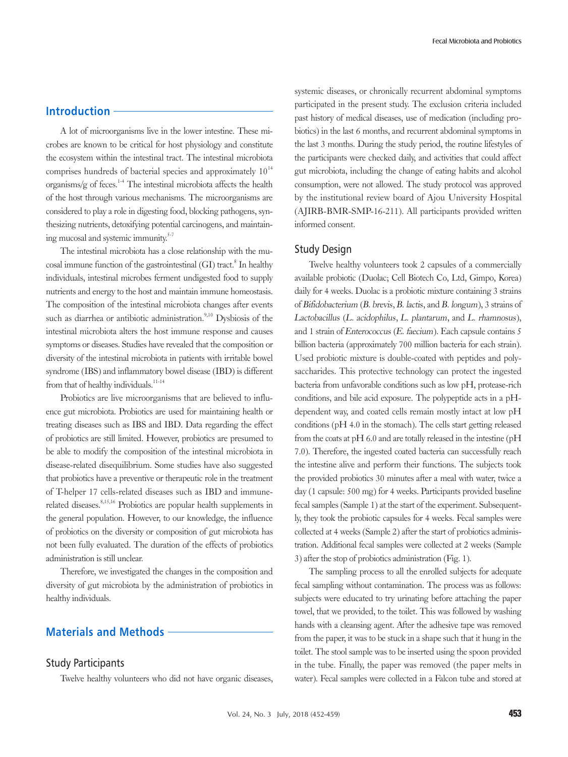## Introduction

A lot of microorganisms live in the lower intestine. These microbes are known to be critical for host physiology and constitute the ecosystem within the intestinal tract. The intestinal microbiota comprises hundreds of bacterial species and approximately $10^{14}$ organisms/g of feces.[1-4] The intestinal microbiota affects the health of the host through various mechanisms. The microorganisms are considered to play a role in digesting food, blocking pathogens, synthesizing nutrients, detoxifying potential carcinogens, and maintaining mucosal and systemic immunity.[5-7]

The intestinal microbiota has a close relationship with the mucosal immune function of the gastrointestinal (GI) tract.[8] In healthy individuals, intestinal microbes ferment undigested food to supply nutrients and energy to the host and maintain immune homeostasis. The composition of the intestinal microbiota changes after events such as diarrhea or antibiotic administration.[9,10] Dysbiosis of the intestinal microbiota alters the host immune response and causes symptoms or diseases. Studies have revealed that the composition or diversity of the intestinal microbiota in patients with irritable bowel syndrome (IBS) and inflammatory bowel disease (IBD) is different from that of healthy individuals.[11-14]

Probiotics are live microorganisms that are believed to influence gut microbiota. Probiotics are used for maintaining health or treating diseases such as IBS and IBD. Data regarding the effect of probiotics are still limited. However, probiotics are presumed to be able to modify the composition of the intestinal microbiota in disease-related disequilibrium. Some studies have also suggested that probiotics have a preventive or therapeutic role in the treatment of T-helper 17 cells-related diseases such as IBD and immune-related diseases.[8,15,16] Probiotics are popular health supplements in the general population. However, to our knowledge, the influence of probiotics on the diversity or composition of gut microbiota has not been fully evaluated. The duration of the effects of probiotics administration is still unclear.

Therefore, we investigated the changes in the composition and diversity of gut microbiota by the administration of probiotics in healthy individuals.

## Materials and Methods

### Study Participants

Twelve healthy volunteers who did not have organic diseases, systemic diseases, or chronically recurrent abdominal symptoms participated in the present study. The exclusion criteria included past history of medical diseases, use of medication (including probiotics) in the last 6 months, and recurrent abdominal symptoms in the last 3 months. During the study period, the routine lifestyles of the participants were checked daily, and activities that could affect gut microbiota, including the change of eating habits and alcohol consumption, were not allowed. The study protocol was approved by the institutional review board of Ajou University Hospital (AJIRB-BMR-SMP-16-211). All participants provided written informed consent.

### Study Design

Twelve healthy volunteers took 2 capsules of a commercially available probiotic (Duolac; Cell Biotech Co, Ltd, Gimpo, Korea) daily for 4 weeks. Duolac is a probiotic mixture containing 3 strains of *Bifidobacterium* (*B. brevis*, *B. lactis*, and *B. longum*), 3 strains of *Lactobacillus* (*L. acidophilus*, *L. plantarum*, and *L. rhamnosus*), and 1 strain of *Enterococcus* (*E. faecium*). Each capsule contains 5 billion bacteria (approximately 700 million bacteria for each strain). Used probiotic mixture is double-coated with peptides and polysaccharides. This protective technology can protect the ingested bacteria from unfavorable conditions such as low pH, protease-rich conditions, and bile acid exposure. The polypeptide acts in a pH-dependent way, and coated cells remain mostly intact at low pH conditions (pH 4.0 in the stomach). The cells start getting released from the coats at pH 6.0 and are totally released in the intestine (pH 7.0). Therefore, the ingested coated bacteria can successfully reach the intestine alive and perform their functions. The subjects took the provided probiotics 30 minutes after a meal with water, twice a day (1 capsule: 500 mg) for 4 weeks. Participants provided baseline fecal samples (Sample 1) at the start of the experiment. Subsequently, they took the probiotic capsules for 4 weeks. Fecal samples were collected at 4 weeks (Sample 2) after the start of probiotics administration. Additional fecal samples were collected at 2 weeks (Sample 3) after the stop of probiotics administration (Fig. 1).

The sampling process to all the enrolled subjects for adequate fecal sampling without contamination. The process was as follows: subjects were educated to try urinating before attaching the paper towel, that we provided, to the toilet. This was followed by washing hands with a cleansing agent. After the adhesive tape was removed from the paper, it was to be stuck in a shape such that it hung in the toilet. The stool sample was to be inserted using the spoon provided in the tube. Finally, the paper was removed (the paper melts in water). Fecal samples were collected in a Falcon tube and stored at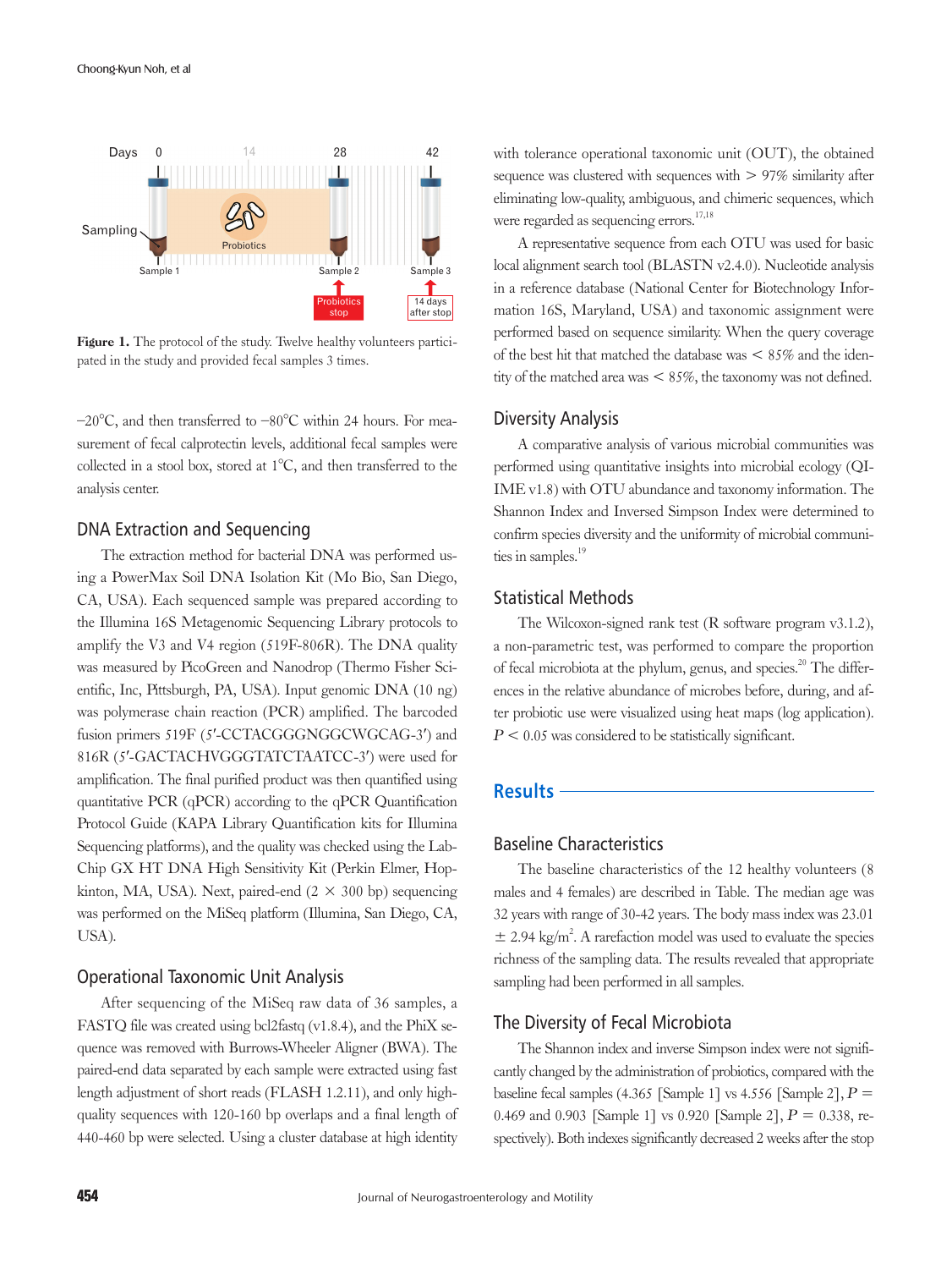Figure 1. The protocol of the study. Twelve healthy volunteers participated in the study and provided fecal samples 3 times.

–20°C, and then transferred to –80°C within 24 hours. For measurement of fecal calprotectin levels, additional fecal samples were collected in a stool box, stored at 1°C, and then transferred to the analysis center.

## DNA Extraction and Sequencing

The extraction method for bacterial DNA was performed using a PowerMax Soil DNA Isolation Kit (Mo Bio, San Diego, CA, USA). Each sequenced sample was prepared according to the Illumina 16S Metagenomic Sequencing Library protocols to amplify the V3 and V4 region (519F-806R). The DNA quality was measured by PicoGreen and Nanodrop (Thermo Fisher Scientific, Inc, Pittsburgh, PA, USA). Input genomic DNA (10 ng) was polymerase chain reaction (PCR) amplified. The barcoded fusion primers 519F (5′-CCTACGGGNGGCWGCAG-3′) and 816R (5′-GACTACHVGGGTATCTAATCC-3′) were used for amplification. The final purified product was then quantified using quantitative PCR (qPCR) according to the qPCR Quantification Protocol Guide (KAPA Library Quantification kits for Illumina Sequencing platforms), and the quality was checked using the LabChip GX HT DNA High Sensitivity Kit (Perkin Elmer, Hopkinton, MA, USA). Next, paired-end (2 × 300 bp) sequencing was performed on the MiSeq platform (Illumina, San Diego, CA, USA).

## Operational Taxonomic Unit Analysis

After sequencing of the MiSeq raw data of 36 samples, a FASTQ file was created using bcl2fastq (v1.8.4), and the PhiX sequence was removed with Burrows-Wheeler Aligner (BWA). The paired-end data separated by each sample were extracted using fast length adjustment of short reads (FLASH 1.2.11), and only high-quality sequences with 120-160 bp overlaps and a final length of 440-460 bp were selected. Using a cluster database at high identity with tolerance operational taxonomic unit (OUT), the obtained sequence was clustered with sequences with > 97% similarity after eliminating low-quality, ambiguous, and chimeric sequences, which were regarded as sequencing errors.[17,18]

A representative sequence from each OTU was used for basic local alignment search tool (BLASTN v2.4.0). Nucleotide analysis in a reference database (National Center for Biotechnology Information 16S, Maryland, USA) and taxonomic assignment were performed based on sequence similarity. When the query coverage of the best hit that matched the database was < 85% and the identity of the matched area was < 85%, the taxonomy was not defined.

## Diversity Analysis

A comparative analysis of various microbial communities was performed using quantitative insights into microbial ecology (QIIME v1.8) with OTU abundance and taxonomy information. The Shannon Index and Inversed Simpson Index were determined to confirm species diversity and the uniformity of microbial communities in samples.[19]

## Statistical Methods

The Wilcoxon-signed rank test (R software program v3.1.2), a non-parametric test, was performed to compare the proportion of fecal microbiota at the phylum, genus, and species.[20] The differences in the relative abundance of microbes before, during, and after probiotic use were visualized using heat maps (log application). $P < 0.05$ was considered to be statistically significant.

# Results

## Baseline Characteristics

The baseline characteristics of the 12 healthy volunteers (8 males and 4 females) are described in Table. The median age was 32 years with range of 30-42 years. The body mass index was 23.01 ± 2.94 kg/m$^2$. A rarefaction model was used to evaluate the species richness of the sampling data. The results revealed that appropriate sampling had been performed in all samples.

## The Diversity of Fecal Microbiota

The Shannon index and inverse Simpson index were not significantly changed by the administration of probiotics, compared with the baseline fecal samples (4.365 [Sample 1] vs 4.556 [Sample 2], $P = 0.469$ and 0.903 [Sample 1] vs 0.920 [Sample 2], $P = 0.338$, respectively). Both indexes significantly decreased 2 weeks after the stop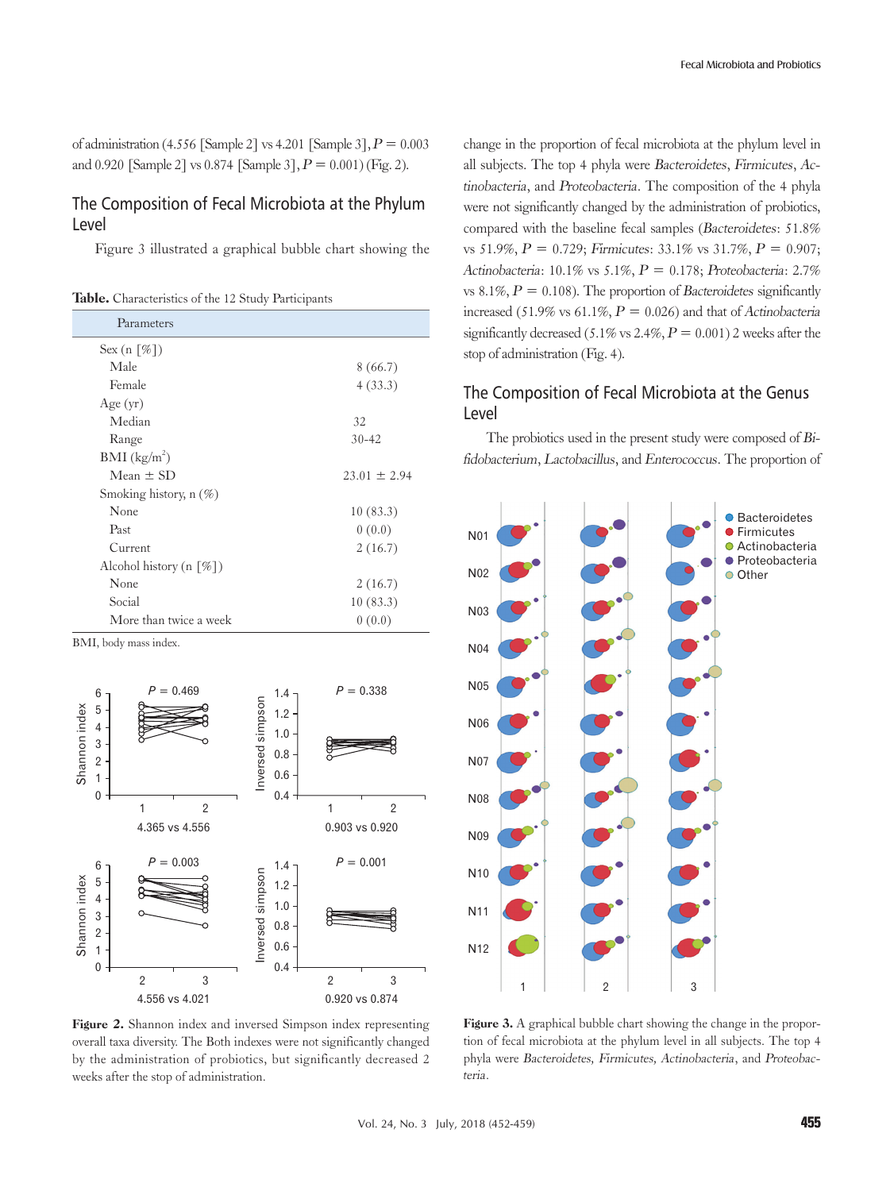of administration (4.556 [Sample 2] vs 4.201 [Sample 3], $P = 0.003$ and 0.920 [Sample 2] vs 0.874 [Sample 3], $P = 0.001$) (Fig. 2).

## The Composition of Fecal Microbiota at the Phylum Level

Figure 3 illustrated a graphical bubble chart showing the change in the proportion of fecal microbiota at the phylum level in all subjects. The top 4 phyla were *Bacteroidetes*, *Firmicutes*, *Actinobacteria*, and *Proteobacteria*. The composition of the 4 phyla were not significantly changed by the administration of probiotics, compared with the baseline fecal samples (*Bacteroidetes*: 51.8% vs 51.9%, $P = 0.729$; *Firmicutes*: 33.1% vs 31.7%, $P = 0.907$; *Actinobacteria*: 10.1% vs 5.1%, $P = 0.178$; *Proteobacteria*: 2.7% vs 8.1%, $P = 0.108$). The proportion of *Bacteroidetes* significantly increased (51.9% vs 61.1%, $P = 0.026$) and that of *Actinobacteria* significantly decreased (5.1% vs 2.4%, $P = 0.001$) 2 weeks after the stop of administration (Fig. 4).

**Table.** Characteristics of the 12 Study Participants

| Parameters | |
|---|---|
| Sex (n [%]) | |
| Male | 8 (66.7) |
| Female | 4 (33.3) |
| Age (yr) | |
| Median | 32 |
| Range | 30-42 |
| BMI (kg/m$^2$) | |
| Mean ± SD | 23.01 ± 2.94 |
| Smoking history, n (%) | |
| None | 10 (83.3) |
| Past | 0 (0.0) |
| Current | 2 (16.7) |
| Alcohol history (n [%]) | |
| None | 2 (16.7) |
| Social | 10 (83.3) |
| More than twice a week | 0 (0.0) |

BMI, body mass index.

**Figure 2.** Shannon index and inversed Simpson index representing overall taxa diversity. The Both indexes were not significantly changed by the administration of probiotics, but significantly decreased 2 weeks after the stop of administration.

## The Composition of Fecal Microbiota at the Genus Level

The probiotics used in the present study were composed of *Bifidobacterium*, *Lactobacillus*, and *Enterococcus*. The proportion of

**Figure 3.** A graphical bubble chart showing the change in the proportion of fecal microbiota at the phylum level in all subjects. The top 4 phyla were *Bacteroidetes, Firmicutes, Actinobacteria*, and *Proteobacteria*.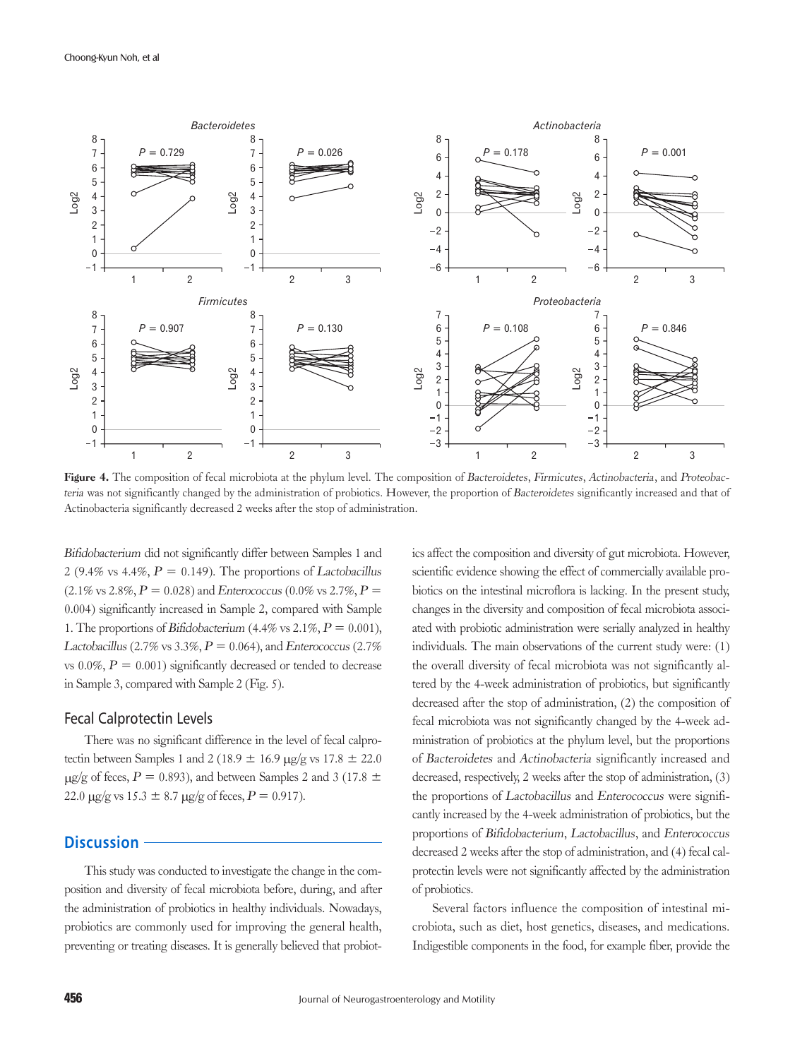**Figure 4.** The composition of fecal microbiota at the phylum level. The composition of *Bacteroidetes*, *Firmicutes*, *Actinobacteria*, and *Proteobacteria* was not significantly changed by the administration of probiotics. However, the proportion of *Bacteroidetes* significantly increased and that of Actinobacteria significantly decreased 2 weeks after the stop of administration.

*Bifidobacterium* did not significantly differ between Samples 1 and 2 (9.4% vs 4.4%, $P$ = 0.149). The proportions of *Lactobacillus* (2.1% vs 2.8%, $P$ = 0.028) and *Enterococcus* (0.0% vs 2.7%, $P$ = 0.004) significantly increased in Sample 2, compared with Sample 1. The proportions of *Bifidobacterium* (4.4% vs 2.1%, $P$ = 0.001), *Lactobacillus* (2.7% vs 3.3%, $P$ = 0.064), and *Enterococcus* (2.7% vs 0.0%, $P$ = 0.001) significantly decreased or tended to decrease in Sample 3, compared with Sample 2 (Fig. 5).

### Fecal Calprotectin Levels

There was no significant difference in the level of fecal calprotectin between Samples 1 and 2 (18.9 ± 16.9 μg/g vs 17.8 ± 22.0 μg/g of feces, $P$ = 0.893), and between Samples 2 and 3 (17.8 ± 22.0 μg/g vs 15.3 ± 8.7 μg/g of feces, $P$ = 0.917).

## Discussion

This study was conducted to investigate the change in the composition and diversity of fecal microbiota before, during, and after the administration of probiotics in healthy individuals. Nowadays, probiotics are commonly used for improving the general health, preventing or treating diseases. It is generally believed that probiotics affect the composition and diversity of gut microbiota. However, scientific evidence showing the effect of commercially available probiotics on the intestinal microflora is lacking. In the present study, changes in the diversity and composition of fecal microbiota associated with probiotic administration were serially analyzed in healthy individuals. The main observations of the current study were: (1) the overall diversity of fecal microbiota was not significantly altered by the 4-week administration of probiotics, but significantly decreased after the stop of administration, (2) the composition of fecal microbiota was not significantly changed by the 4-week administration of probiotics at the phylum level, but the proportions of *Bacteroidetes* and *Actinobacteria* significantly increased and decreased, respectively, 2 weeks after the stop of administration, (3) the proportions of *Lactobacillus* and *Enterococcus* were significantly increased by the 4-week administration of probiotics, but the proportions of *Bifidobacterium*, *Lactobacillus*, and *Enterococcus* decreased 2 weeks after the stop of administration, and (4) fecal calprotectin levels were not significantly affected by the administration of probiotics.

Several factors influence the composition of intestinal microbiota, such as diet, host genetics, diseases, and medications. Indigestible components in the food, for example fiber, provide the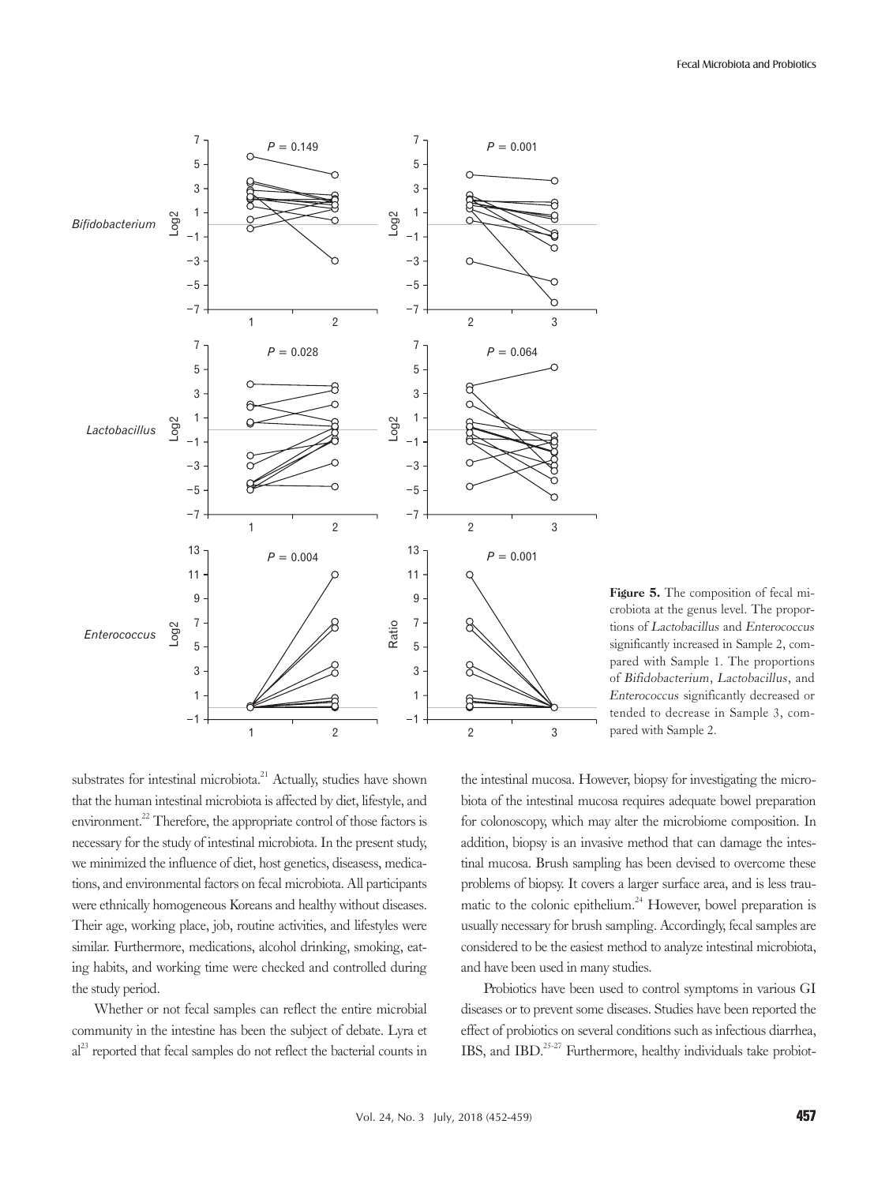Figure 5. The composition of fecal microbiota at the genus level. The proportions of *Lactobacillus* and *Enterococcus* significantly increased in Sample 2, compared with Sample 1. The proportions of *Bifidobacterium*, *Lactobacillus*, and *Enterococcus* significantly decreased or tended to decrease in Sample 3, compared with Sample 2.

substrates for intestinal microbiota.[21] Actually, studies have shown that the human intestinal microbiota is affected by diet, lifestyle, and environment.[22] Therefore, the appropriate control of those factors is necessary for the study of intestinal microbiota. In the present study, we minimized the influence of diet, host genetics, diseasess, medications, and environmental factors on fecal microbiota. All participants were ethnically homogeneous Koreans and healthy without diseases. Their age, working place, job, routine activities, and lifestyles were similar. Furthermore, medications, alcohol drinking, smoking, eating habits, and working time were checked and controlled during the study period.

Whether or not fecal samples can reflect the entire microbial community in the intestine has been the subject of debate. Lyra et al[23] reported that fecal samples do not reflect the bacterial counts in the intestinal mucosa. However, biopsy for investigating the microbiota of the intestinal mucosa requires adequate bowel preparation for colonoscopy, which may alter the microbiome composition. In addition, biopsy is an invasive method that can damage the intestinal mucosa. Brush sampling has been devised to overcome these problems of biopsy. It covers a larger surface area, and is less traumatic to the colonic epithelium.[24] However, bowel preparation is usually necessary for brush sampling. Accordingly, fecal samples are considered to be the easiest method to analyze intestinal microbiota, and have been used in many studies.

Probiotics have been used to control symptoms in various GI diseases or to prevent some diseases. Studies have been reported the effect of probiotics on several conditions such as infectious diarrhea, IBS, and IBD.[25-27] Furthermore, healthy individuals take probiot-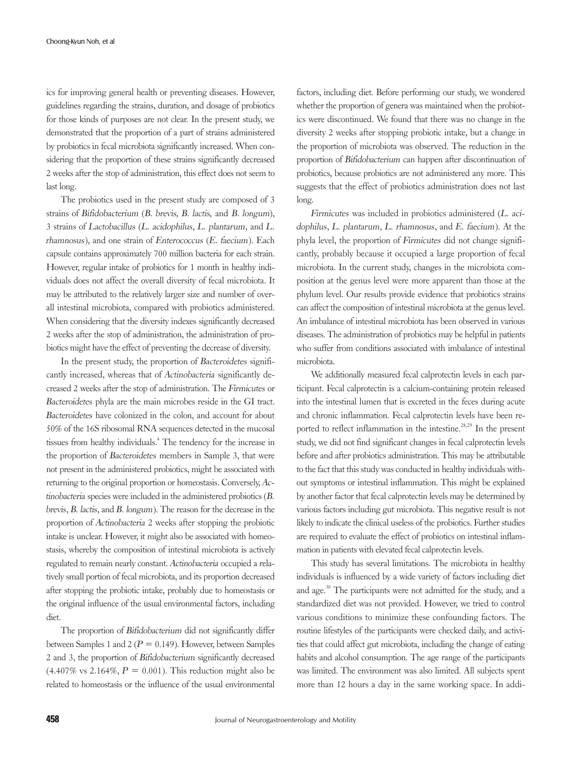ics for improving general health or preventing diseases. However, guidelines regarding the strains, duration, and dosage of probiotics for those kinds of purposes are not clear. In the present study, we demonstrated that the proportion of a part of strains administered by probiotics in fecal microbiota significantly increased. When considering that the proportion of these strains significantly decreased 2 weeks after the stop of administration, this effect does not seem to last long.

The probiotics used in the present study are composed of 3 strains of *Bifidobacterium* (*B. brevis, B. lactis,* and *B. longum*), 3 strains of *Lactobacillus* (*L. acidophilus*, *L. plantarum*, and *L. rhamnosus*), and one strain of *Enterococcus* (*E. faecium*). Each capsule contains approximately 700 million bacteria for each strain. However, regular intake of probiotics for 1 month in healthy individuals does not affect the overall diversity of fecal microbiota. It may be attributed to the relatively larger size and number of overall intestinal microbiota, compared with probiotics administered. When considering that the diversity indexes significantly decreased 2 weeks after the stop of administration, the administration of probiotics might have the effect of preventing the decrease of diversity.

In the present study, the proportion of *Bacteroidetes* significantly increased, whereas that of *Actinobacteria* significantly decreased 2 weeks after the stop of administration. The *Firmicutes* or *Bacteroidetes* phyla are the main microbes reside in the GI tract. *Bacteroidetes* have colonized in the colon, and account for about 50% of the 16S ribosomal RNA sequences detected in the mucosal tissues from healthy individuals.[4] The tendency for the increase in the proportion of *Bacteroidetes* members in Sample 3, that were not present in the administered probiotics, might be associated with returning to the original proportion or homeostasis. Conversely, *Actinobacteria* species were included in the administered probiotics (*B. brevis*, *B. lactis*, and *B. longum*). The reason for the decrease in the proportion of *Actinobacteria* 2 weeks after stopping the probiotic intake is unclear. However, it might also be associated with homeostasis, whereby the composition of intestinal microbiota is actively regulated to remain nearly constant. *Actinobacteria* occupied a relatively small portion of fecal microbiota, and its proportion decreased after stopping the probiotic intake, probably due to homeostasis or the original influence of the usual environmental factors, including diet.

The proportion of *Bifidobacterium* did not significantly differ between Samples 1 and 2 ($P = 0.149$). However, between Samples 2 and 3, the proportion of *Bifidobacterium* significantly decreased (4.407% vs 2.164%, $P = 0.001$). This reduction might also be related to homeostasis or the influence of the usual environmental factors, including diet. Before performing our study, we wondered whether the proportion of genera was maintained when the probiotics were discontinued. We found that there was no change in the diversity 2 weeks after stopping probiotic intake, but a change in the proportion of microbiota was observed. The reduction in the proportion of *Bifidobacterium* can happen after discontinuation of probiotics, because probiotics are not administered any more. This suggests that the effect of probiotics administration does not last long.

*Firmicutes* was included in probiotics administered (*L. acidophilus*, *L. plantarum*, *L. rhamnosus*, and *E. faecium*). At the phyla level, the proportion of *Firmicutes* did not change significantly, probably because it occupied a large proportion of fecal microbiota. In the current study, changes in the microbiota composition at the genus level were more apparent than those at the phylum level. Our results provide evidence that probiotics strains can affect the composition of intestinal microbiota at the genus level. An imbalance of intestinal microbiota has been observed in various diseases. The administration of probiotics may be helpful in patients who suffer from conditions associated with imbalance of intestinal microbiota.

We additionally measured fecal calprotectin levels in each participant. Fecal calprotectin is a calcium-containing protein released into the intestinal lumen that is excreted in the feces during acute and chronic inflammation. Fecal calprotectin levels have been reported to reflect inflammation in the intestine.[28,29] In the present study, we did not find significant changes in fecal calprotectin levels before and after probiotics administration. This may be attributable to the fact that this study was conducted in healthy individuals without symptoms or intestinal inflammation. This might be explained by another factor that fecal calprotectin levels may be determined by various factors including gut microbiota. This negative result is not likely to indicate the clinical uselessness of the probiotics. Further studies are required to evaluate the effect of probiotics on intestinal inflammation in patients with elevated fecal calprotectin levels.

This study has several limitations. The microbiota in healthy individuals is influenced by a wide variety of factors including diet and age.[30] The participants were not admitted for the study, and a standardized diet was not provided. However, we tried to control various conditions to minimize these confounding factors. The routine lifestyles of the participants were checked daily, and activities that could affect gut microbiota, including the change of eating habits and alcohol consumption. The age range of the participants was limited. The environment was also limited. All subjects spent more than 12 hours a day in the same working space. In addi-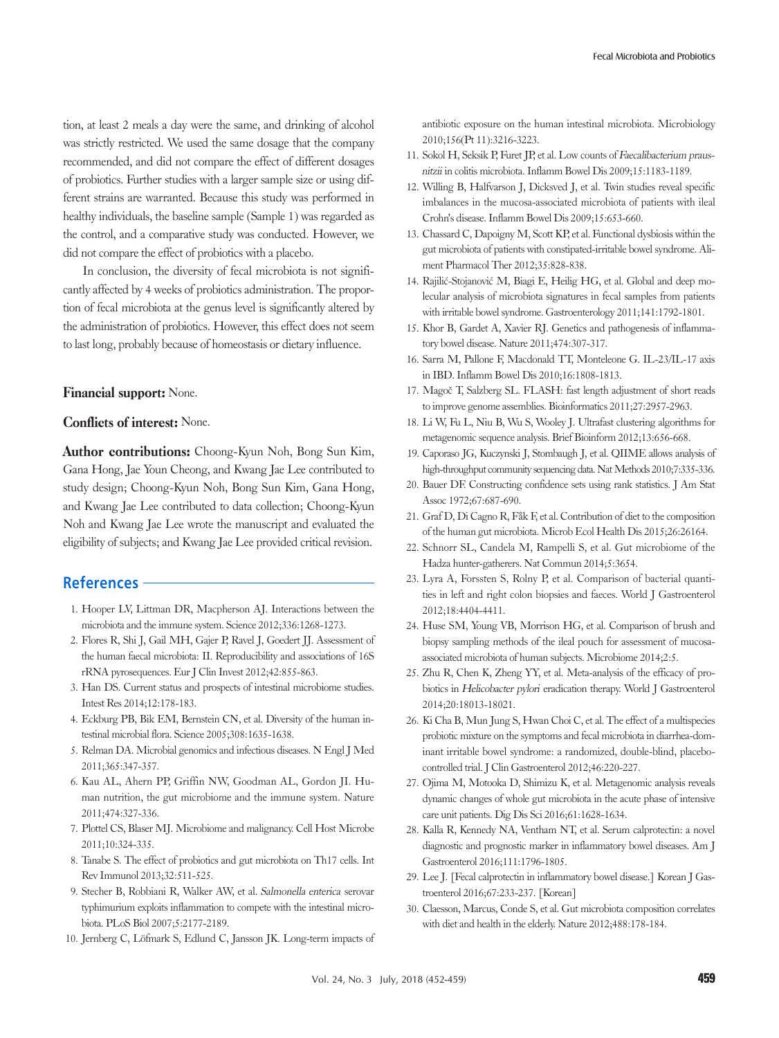tion, at least 2 meals a day were the same, and drinking of alcohol was strictly restricted. We used the same dosage that the company recommended, and did not compare the effect of different dosages of probiotics. Further studies with a larger sample size or using different strains are warranted. Because this study was performed in healthy individuals, the baseline sample (Sample 1) was regarded as the control, and a comparative study was conducted. However, we did not compare the effect of probiotics with a placebo.

In conclusion, the diversity of fecal microbiota is not significantly affected by 4 weeks of probiotics administration. The proportion of fecal microbiota at the genus level is significantly altered by the administration of probiotics. However, this effect does not seem to last long, probably because of homeostasis or dietary influence.

**Financial support:** None.

**Conflicts of interest:** None.

**Author contributions:** Choong-Kyun Noh, Bong Sun Kim, Gana Hong, Jae Youn Cheong, and Kwang Jae Lee contributed to study design; Choong-Kyun Noh, Bong Sun Kim, Gana Hong, and Kwang Jae Lee contributed to data collection; Choong-Kyun Noh and Kwang Jae Lee wrote the manuscript and evaluated the eligibility of subjects; and Kwang Jae Lee provided critical revision.

## References

1. Hooper LV, Littman DR, Macpherson AJ. Interactions between the microbiota and the immune system. Science 2012;336:1268-1273.
2. Flores R, Shi J, Gail MH, Gajer P, Ravel J, Goedert JJ. Assessment of the human faecal microbiota: II. Reproducibility and associations of 16S rRNA pyrosequences. Eur J Clin Invest 2012;42:855-863.
3. Han DS. Current status and prospects of intestinal microbiome studies. Intest Res 2014;12:178-183.
4. Eckburg PB, Bik EM, Bernstein CN, et al. Diversity of the human intestinal microbial flora. Science 2005;308:1635-1638.
5. Relman DA. Microbial genomics and infectious diseases. N Engl J Med 2011;365:347-357.
6. Kau AL, Ahern PP, Griffin NW, Goodman AL, Gordon JI. Human nutrition, the gut microbiome and the immune system. Nature 2011;474:327-336.
7. Plottel CS, Blaser MJ. Microbiome and malignancy. Cell Host Microbe 2011;10:324-335.
8. Tanabe S. The effect of probiotics and gut microbiota on Th17 cells. Int Rev Immunol 2013;32:511-525.
9. Stecher B, Robbiani R, Walker AW, et al. *Salmonella enterica* serovar typhimurium exploits inflammation to compete with the intestinal microbiota. PLoS Biol 2007;5:2177-2189.
10. Jernberg C, Löfmark S, Edlund C, Jansson JK. Long-term impacts of antibiotic exposure on the human intestinal microbiota. Microbiology 2010;156(Pt 11):3216-3223.
11. Sokol H, Seksik P, Furet JP, et al. Low counts of *Faecalibacterium prausnitzii* in colitis microbiota. Inflamm Bowel Dis 2009;15:1183-1189.
12. Willing B, Halfvarson J, Dicksved J, et al. Twin studies reveal specific imbalances in the mucosa-associated microbiota of patients with ileal Crohn's disease. Inflamm Bowel Dis 2009;15:653-660.
13. Chassard C, Dapoigny M, Scott KP, et al. Functional dysbiosis within the gut microbiota of patients with constipated-irritable bowel syndrome. Aliment Pharmacol Ther 2012;35:828-838.
14. Rajilić-Stojanović M, Biagi E, Heilig HG, et al. Global and deep molecular analysis of microbiota signatures in fecal samples from patients with irritable bowel syndrome. Gastroenterology 2011;141:1792-1801.
15. Khor B, Gardet A, Xavier RJ. Genetics and pathogenesis of inflammatory bowel disease. Nature 2011;474:307-317.
16. Sarra M, Pallone F, Macdonald TT, Monteleone G. IL-23/IL-17 axis in IBD. Inflamm Bowel Dis 2010;16:1808-1813.
17. Magoč T, Salzberg SL. FLASH: fast length adjustment of short reads to improve genome assemblies. Bioinformatics 2011;27:2957-2963.
18. Li W, Fu L, Niu B, Wu S, Wooley J. Ultrafast clustering algorithms for metagenomic sequence analysis. Brief Bioinform 2012;13:656-668.
19. Caporaso JG, Kuczynski J, Stombaugh J, et al. QIIME allows analysis of high-throughput community sequencing data. Nat Methods 2010;7:335-336.
20. Bauer DF. Constructing confidence sets using rank statistics. J Am Stat Assoc 1972;67:687-690.
21. Graf D, Di Cagno R, Fåk F, et al. Contribution of diet to the composition of the human gut microbiota. Microb Ecol Health Dis 2015;26:26164.
22. Schnorr SL, Candela M, Rampelli S, et al. Gut microbiome of the Hadza hunter-gatherers. Nat Commun 2014;5:3654.
23. Lyra A, Forssten S, Rolny P, et al. Comparison of bacterial quantities in left and right colon biopsies and faeces. World J Gastroenterol 2012;18:4404-4411.
24. Huse SM, Young VB, Morrison HG, et al. Comparison of brush and biopsy sampling methods of the ileal pouch for assessment of mucosa-associated microbiota of human subjects. Microbiome 2014;2:5.
25. Zhu R, Chen K, Zheng YY, et al. Meta-analysis of the efficacy of probiotics in *Helicobacter pylori* eradication therapy. World J Gastroenterol 2014;20:18013-18021.
26. Ki Cha B, Mun Jung S, Hwan Choi C, et al. The effect of a multispecies probiotic mixture on the symptoms and fecal microbiota in diarrhea-dominant irritable bowel syndrome: a randomized, double-blind, placebo-controlled trial. J Clin Gastroenterol 2012;46:220-227.
27. Ojima M, Motooka D, Shimizu K, et al. Metagenomic analysis reveals dynamic changes of whole gut microbiota in the acute phase of intensive care unit patients. Dig Dis Sci 2016;61:1628-1634.
28. Kalla R, Kennedy NA, Ventham NT, et al. Serum calprotectin: a novel diagnostic and prognostic marker in inflammatory bowel diseases. Am J Gastroenterol 2016;111:1796-1805.
29. Lee J. [Fecal calprotectin in inflammatory bowel disease.] Korean J Gastroenterol 2016;67:233-237. [Korean]
30. Claesson, Marcus, Conde S, et al. Gut microbiota composition correlates with diet and health in the elderly. Nature 2012;488:178-184.